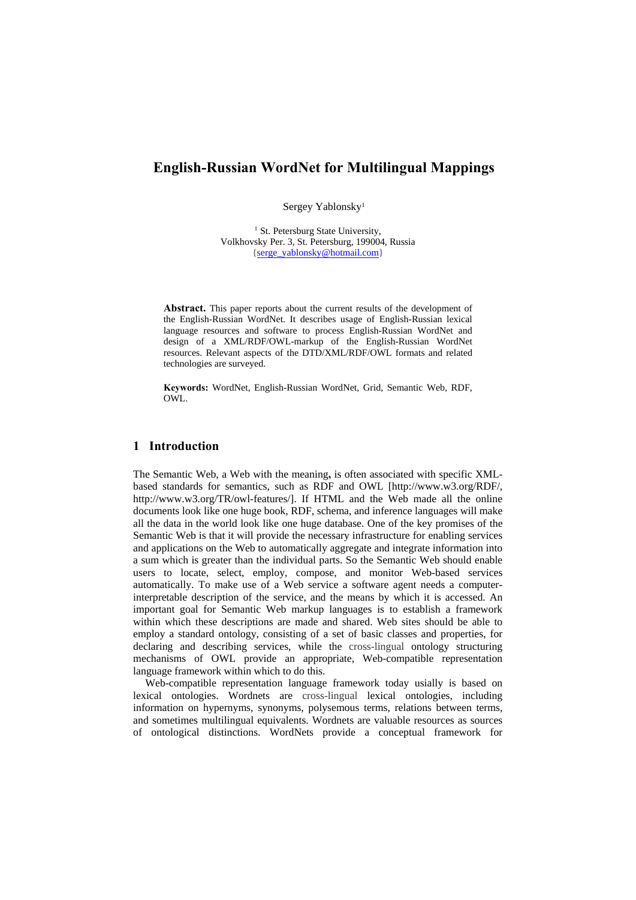# English-Russian WordNet for Multilingual Mappings

Sergey Yablonsky[1]

[1] St. Petersburg State University,
Volkhovsky Per. 3, St. Petersburg, 199004, Russia
{serge_yablonsky@hotmail.com}

**Abstract.** This paper reports about the current results of the development of the English-Russian WordNet. It describes usage of English-Russian lexical language resources and software to process English-Russian WordNet and design of a XML/RDF/OWL-markup of the English-Russian WordNet resources. Relevant aspects of the DTD/XML/RDF/OWL formats and related technologies are surveyed.

**Keywords:** WordNet, English-Russian WordNet, Grid, Semantic Web, RDF, OWL.

## 1 Introduction

The Semantic Web, a Web with the meaning**,** is often associated with specific XML-based standards for semantics, such as RDF and OWL [http://www.w3.org/RDF/, http://www.w3.org/TR/owl-features/]. If HTML and the Web made all the online documents look like one huge book, RDF, schema, and inference languages will make all the data in the world look like one huge database. One of the key promises of the Semantic Web is that it will provide the necessary infrastructure for enabling services and applications on the Web to automatically aggregate and integrate information into a sum which is greater than the individual parts. So the Semantic Web should enable users to locate, select, employ, compose, and monitor Web-based services automatically. To make use of a Web service a software agent needs a computer-interpretable description of the service, and the means by which it is accessed. An important goal for Semantic Web markup languages is to establish a framework within which these descriptions are made and shared. Web sites should be able to employ a standard ontology, consisting of a set of basic classes and properties, for declaring and describing services, while the cross-lingual ontology structuring mechanisms of OWL provide an appropriate, Web-compatible representation language framework within which to do this.

Web-compatible representation language framework today usially is based on lexical ontologies. Wordnets are cross-lingual lexical ontologies, including information on hypernyms, synonyms, polysemous terms, relations between terms, and sometimes multilingual equivalents. Wordnets are valuable resources as sources of ontological distinctions. WordNets provide a conceptual framework for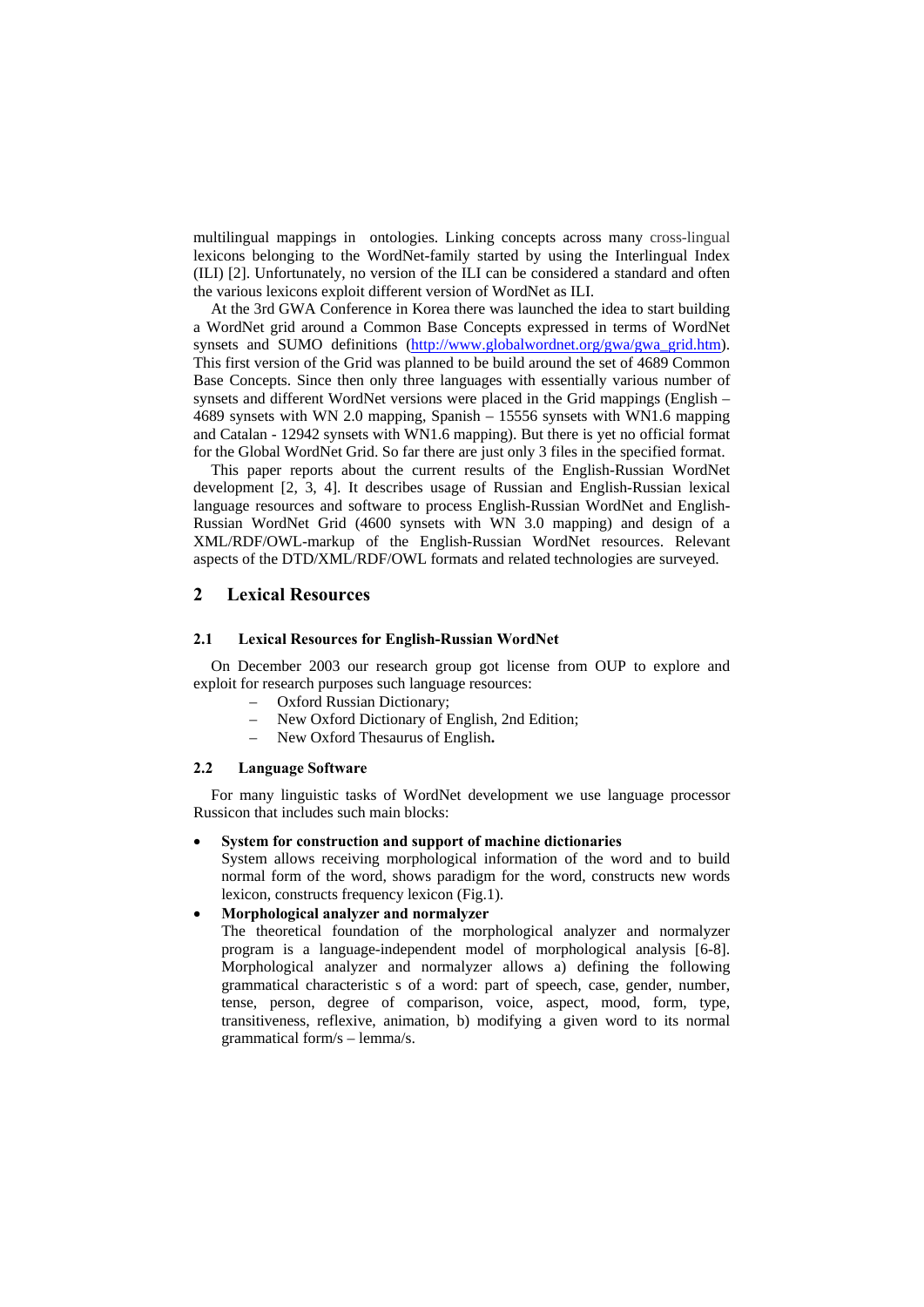multilingual mappings in ontologies. Linking concepts across many cross-lingual lexicons belonging to the WordNet-family started by using the Interlingual Index (ILI) [2]. Unfortunately, no version of the ILI can be considered a standard and often the various lexicons exploit different version of WordNet as ILI.

At the 3rd GWA Conference in Korea there was launched the idea to start building a WordNet grid around a Common Base Concepts expressed in terms of WordNet synsets and SUMO definitions (http://www.globalwordnet.org/gwa/gwa_grid.htm). This first version of the Grid was planned to be build around the set of 4689 Common Base Concepts. Since then only three languages with essentially various number of synsets and different WordNet versions were placed in the Grid mappings (English – 4689 synsets with WN 2.0 mapping, Spanish – 15556 synsets with WN1.6 mapping and Catalan - 12942 synsets with WN1.6 mapping). But there is yet no official format for the Global WordNet Grid. So far there are just only 3 files in the specified format.

This paper reports about the current results of the English-Russian WordNet development [2, 3, 4]. It describes usage of Russian and English-Russian lexical language resources and software to process English-Russian WordNet and English-Russian WordNet Grid (4600 synsets with WN 3.0 mapping) and design of a XML/RDF/OWL-markup of the English-Russian WordNet resources. Relevant aspects of the DTD/XML/RDF/OWL formats and related technologies are surveyed.

## 2 Lexical Resources

### 2.1 Lexical Resources for English-Russian WordNet

On December 2003 our research group got license from OUP to explore and exploit for research purposes such language resources:

- Oxford Russian Dictionary;
- New Oxford Dictionary of English, 2nd Edition;
- New Oxford Thesaurus of English.

### 2.2 Language Software

For many linguistic tasks of WordNet development we use language processor Russicon that includes such main blocks:

- **System for construction and support of machine dictionaries**
  System allows receiving morphological information of the word and to build normal form of the word, shows paradigm for the word, constructs new words lexicon, constructs frequency lexicon (Fig.1).
- **Morphological analyzer and normalyzer**
  The theoretical foundation of the morphological analyzer and normalyzer program is a language-independent model of morphological analysis [6-8]. Morphological analyzer and normalyzer allows a) defining the following grammatical characteristic s of a word: part of speech, case, gender, number, tense, person, degree of comparison, voice, aspect, mood, form, type, transitiveness, reflexive, animation, b) modifying a given word to its normal grammatical form/s – lemma/s.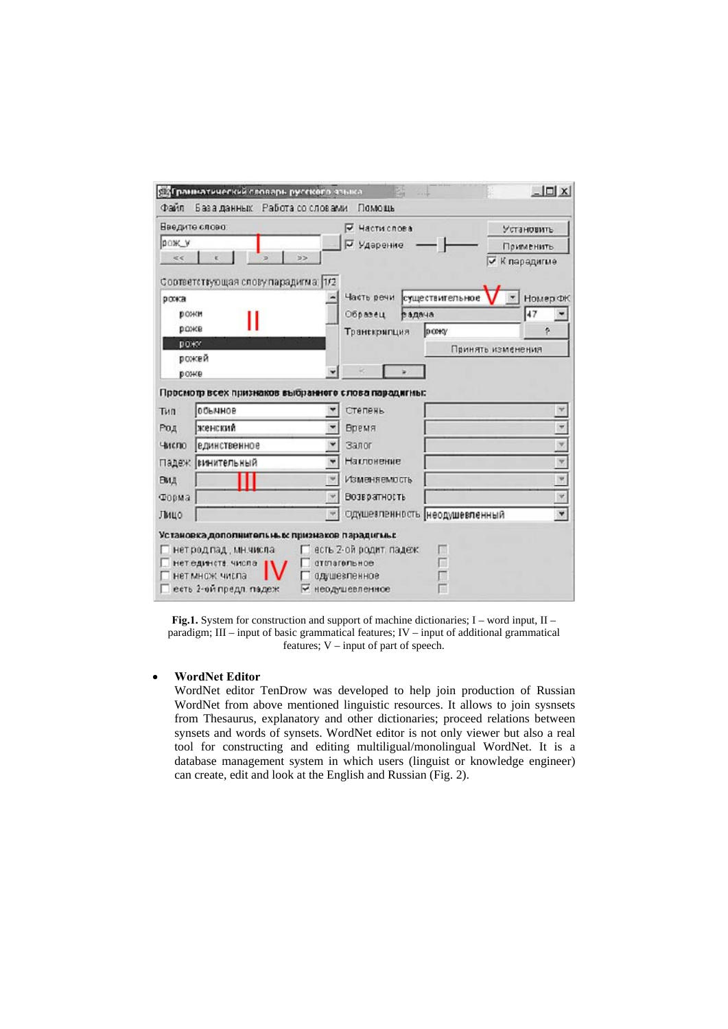**Fig.1.** System for construction and support of machine dictionaries; I – word input, II – paradigm; III – input of basic grammatical features; IV – input of additional grammatical features; V – input of part of speech.

- **WordNet Editor**

  WordNet editor TenDrow was developed to help join production of Russian WordNet from above mentioned linguistic resources. It allows to join sysnsets from Thesaurus, explanatory and other dictionaries; proceed relations between synsets and words of synsets. WordNet editor is not only viewer but also a real tool for constructing and editing multiligual/monolingual WordNet. It is a database management system in which users (linguist or knowledge engineer) can create, edit and look at the English and Russian (Fig. 2).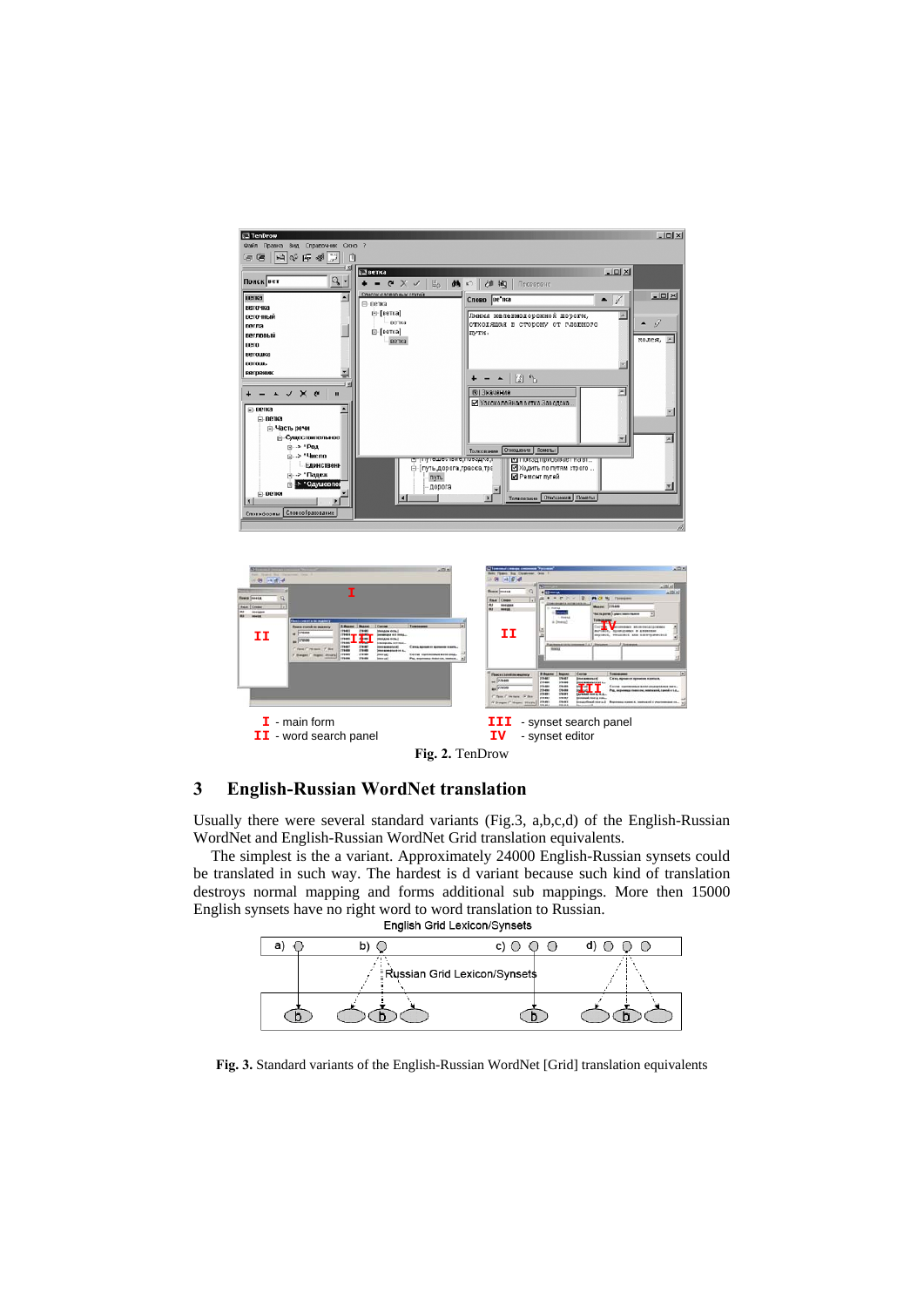I - main form
II - word search panel
III - synset search panel
IV - synset editor

**Fig. 2.** TenDrow

## 3 English-Russian WordNet translation

Usually there were several standard variants (Fig.3, a,b,c,d) of the English-Russian WordNet and English-Russian WordNet Grid translation equivalents.

The simplest is the a variant. Approximately 24000 English-Russian synsets could be translated in such way. The hardest is d variant because such kind of translation destroys normal mapping and forms additional sub mappings. More then 15000 English synsets have no right word to word translation to Russian.

English Grid Lexicon/Synsets

a) b) c) d)

Russian Grid Lexicon/Synsets

**Fig. 3.** Standard variants of the English-Russian WordNet [Grid] translation equivalents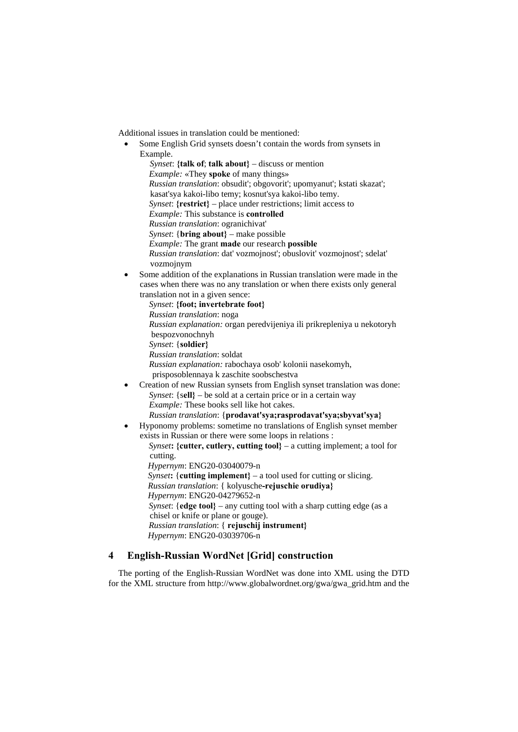Additional issues in translation could be mentioned:

- Some English Grid synsets doesn't contain the words from synsets in Example.

  *Synset*: **{talk of**; **talk about}** – discuss or mention
  *Example:* «They **spoke** of many things»
  *Russian translation*: obsudit'; obgovorit'; upomyanut'; kstati skazat'; kasat'sya kakoi-libo temy; kosnut'sya kakoi-libo temy.
  *Synset*: **{restrict}** – place under restrictions; limit access to
  *Example:* This substance is **controlled**
  *Russian translation*: ogranichivat'
  *Synset*: {**bring about}** – make possible
  *Example:* The grant **made** our research **possible**
  *Russian translation*: dat' vozmojnost'; obuslovit' vozmojnost'; sdelat' vozmojnym

- Some addition of the explanations in Russian translation were made in the cases when there was no any translation or when there exists only general translation not in a given sence:

  *Synset*: **{foot; invertebrate foot}**
  *Russian translation*: noga
  *Russian explanation:* organ peredvijeniya ili prikrepleniya u nekotoryh bespozvonochnyh
  *Synset*: {**soldier}**
  *Russian translation*: soldat
  *Russian explanation:* rabochaya osob' kolonii nasekomyh, prisposoblennaya k zaschite soobschestva

- Creation of new Russian synsets from English synset translation was done:

  *Synset*: {s**ell}** – be sold at a certain price or in a certain way
  *Example:* These books sell like hot cakes.
  *Russian translation*: {**prodavat'sya;rasprodavat'sya;sbyvat'sya}**

- Hyponomy problems: sometime no translations of English synset member exists in Russian or there were some loops in relations :

  *Synset***: {cutter, cutlery, cutting tool}** – a cutting implement; a tool for cutting.
  *Hypernym*: ENG20-03040079-n
  *Synset***:** {**cutting implement}** – a tool used for cutting or slicing.
  *Russian translation*: { kolyusche**-rejuschie orudiya}**
  *Hypernym*: ENG20-04279652-n
  *Synset*: {**edge tool}** – any cutting tool with a sharp cutting edge (as a chisel or knife or plane or gouge).
  *Russian translation*: { **rejuschij instrument}**
  *Hypernym*: ENG20-03039706-n

## 4 English-Russian WordNet [Grid] construction

The porting of the English-Russian WordNet was done into XML using the DTD for the XML structure from http://www.globalwordnet.org/gwa/gwa_grid.htm and the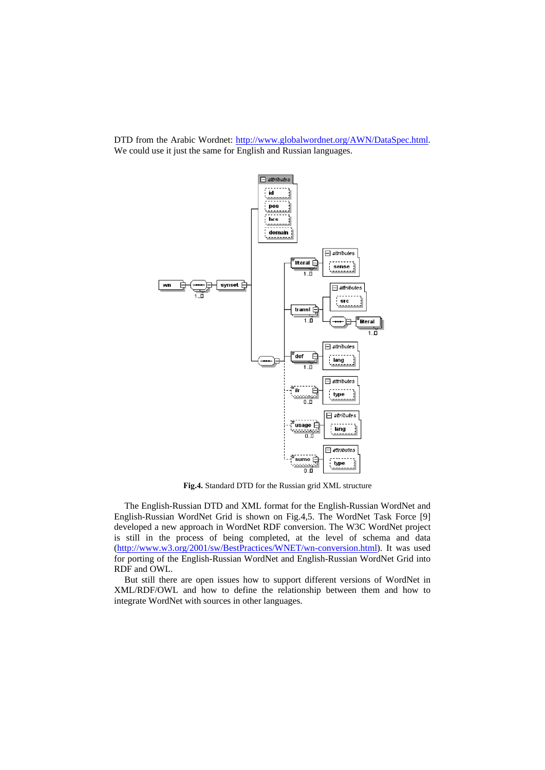DTD from the Arabic Wordnet: [http://www.globalwordnet.org/AWN/DataSpec.html](http://www.globalwordnet.org/AWN/DataSpec.html). We could use it just the same for English and Russian languages.

**Fig.4.** Standard DTD for the Russian grid XML structure

The English-Russian DTD and XML format for the English-Russian WordNet and English-Russian WordNet Grid is shown on Fig.4,5. The WordNet Task Force [9] developed a new approach in WordNet RDF conversion. The W3C WordNet project is still in the process of being completed, at the level of schema and data ([http://www.w3.org/2001/sw/BestPractices/WNET/wn-conversion.html](http://www.w3.org/2001/sw/BestPractices/WNET/wn-conversion.html)). It was used for porting of the English-Russian WordNet and English-Russian WordNet Grid into RDF and OWL.

But still there are open issues how to support different versions of WordNet in XML/RDF/OWL and how to define the relationship between them and how to integrate WordNet with sources in other languages.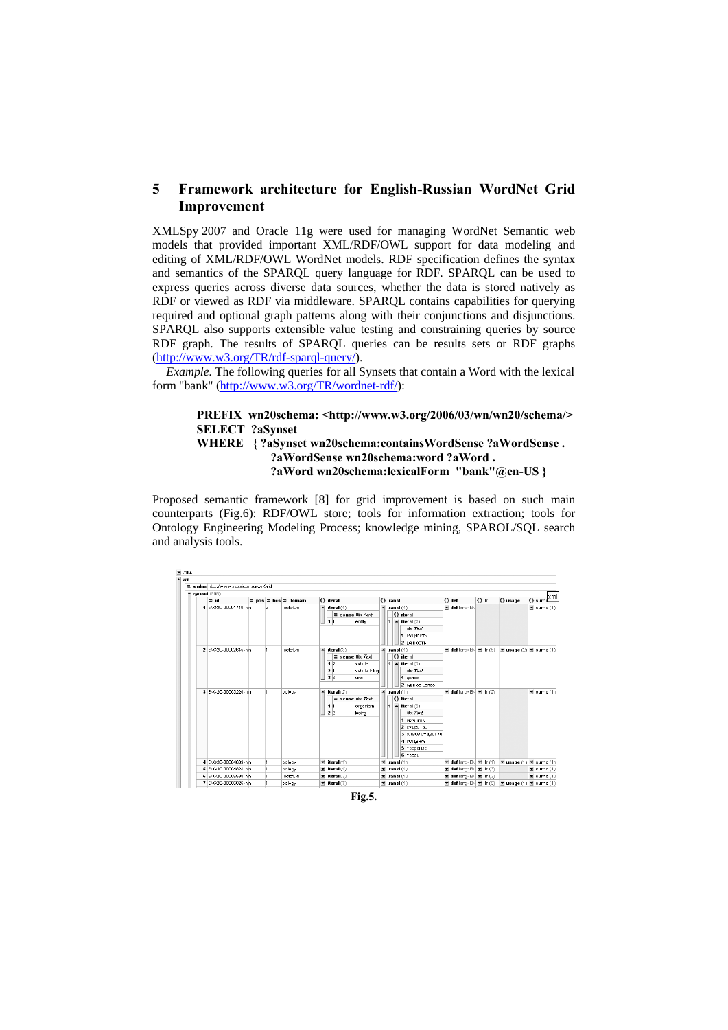## 5 Framework architecture for English-Russian WordNet Grid Improvement

XMLSpy 2007 and Oracle 11g were used for managing WordNet Semantic web models that provided important XML/RDF/OWL support for data modeling and editing of XML/RDF/OWL WordNet models. RDF specification defines the syntax and semantics of the SPARQL query language for RDF. SPARQL can be used to express queries across diverse data sources, whether the data is stored natively as RDF or viewed as RDF via middleware. SPARQL contains capabilities for querying required and optional graph patterns along with their conjunctions and disjunctions. SPARQL also supports extensible value testing and constraining queries by source RDF graph. The results of SPARQL queries can be results sets or RDF graphs (http://www.w3.org/TR/rdf-sparql-query/).

*Example.* The following queries for all Synsets that contain a Word with the lexical form "bank" (http://www.w3.org/TR/wordnet-rdf/):

```
PREFIX  wn20schema: <http://www.w3.org/2006/03/wn/wn20/schema/>
SELECT  ?aSynset
WHERE   { ?aSynset wn20schema:containsWordSense ?aWordSense .
          ?aWordSense wn20schema:word ?aWord .
          ?aWord wn20schema:lexicalForm  "bank"@en-US }
```

Proposed semantic framework [8] for grid improvement is based on such main counterparts (Fig.6): RDF/OWL store; tools for information extraction; tools for Ontology Engineering Modeling Process; knowledge mining, SPAROL/SQL search and analysis tools.

Fig.5.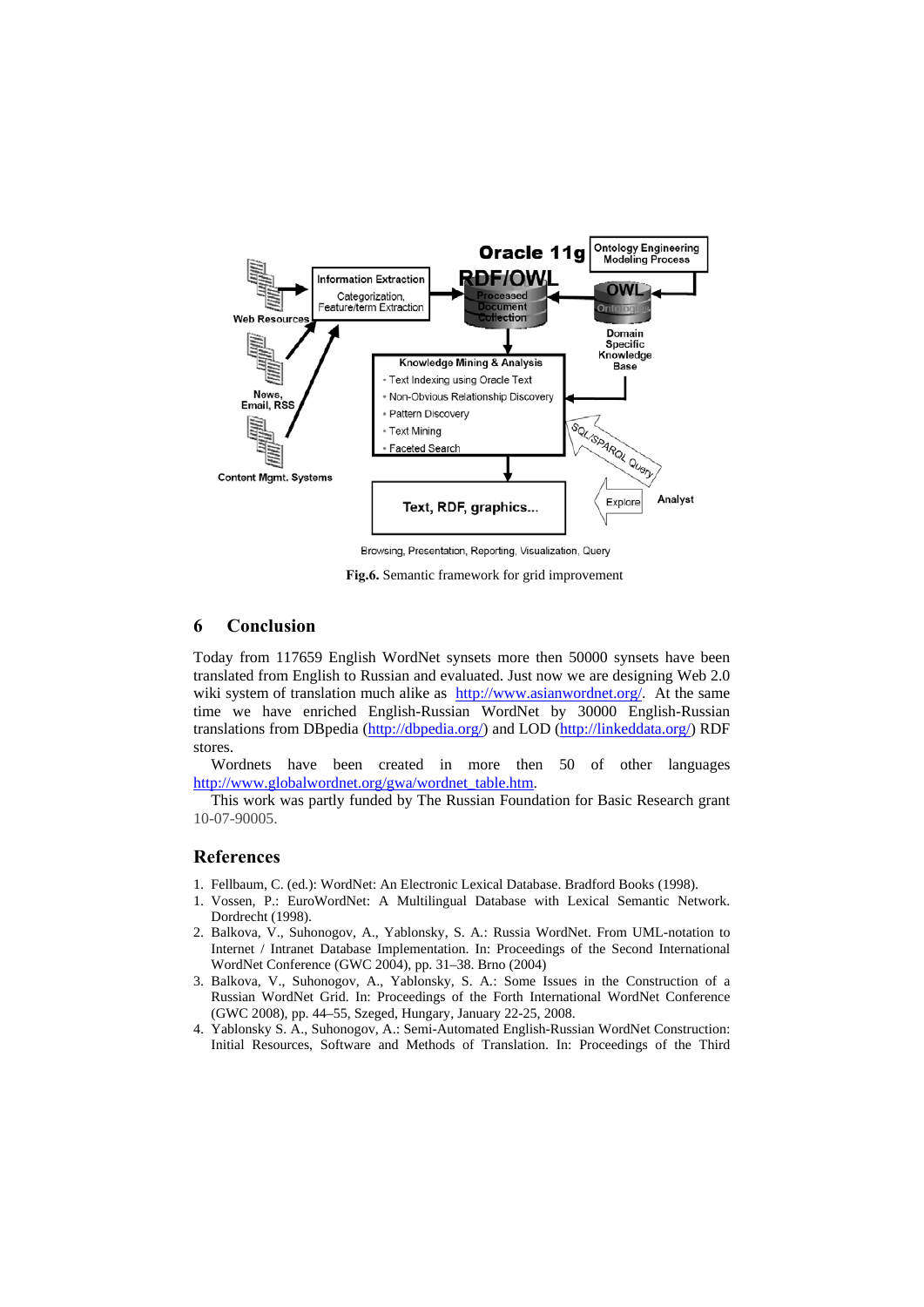**Fig.6.** Semantic framework for grid improvement

## 6 Conclusion

Today from 117659 English WordNet synsets more then 50000 synsets have been translated from English to Russian and evaluated. Just now we are designing Web 2.0 wiki system of translation much alike as http://www.asianwordnet.org/. At the same time we have enriched English-Russian WordNet by 30000 English-Russian translations from DBpedia (http://dbpedia.org/) and LOD (http://linkeddata.org/) RDF stores.

Wordnets have been created in more then 50 of other languages http://www.globalwordnet.org/gwa/wordnet_table.htm.

This work was partly funded by The Russian Foundation for Basic Research grant 10-07-90005.

## References

1. Fellbaum, C. (ed.): WordNet: An Electronic Lexical Database. Bradford Books (1998).
1. Vossen, P.: EuroWordNet: A Multilingual Database with Lexical Semantic Network. Dordrecht (1998).
2. Balkova, V., Suhonogov, A., Yablonsky, S. A.: Russia WordNet. From UML-notation to Internet / Intranet Database Implementation. In: Proceedings of the Second International WordNet Conference (GWC 2004), pp. 31–38. Brno (2004)
3. Balkova, V., Suhonogov, A., Yablonsky, S. A.: Some Issues in the Construction of a Russian WordNet Grid. In: Proceedings of the Forth International WordNet Conference (GWC 2008), pp. 44–55, Szeged, Hungary, January 22-25, 2008.
4. Yablonsky S. A., Suhonogov, A.: Semi-Automated English-Russian WordNet Construction: Initial Resources, Software and Methods of Translation. In: Proceedings of the Third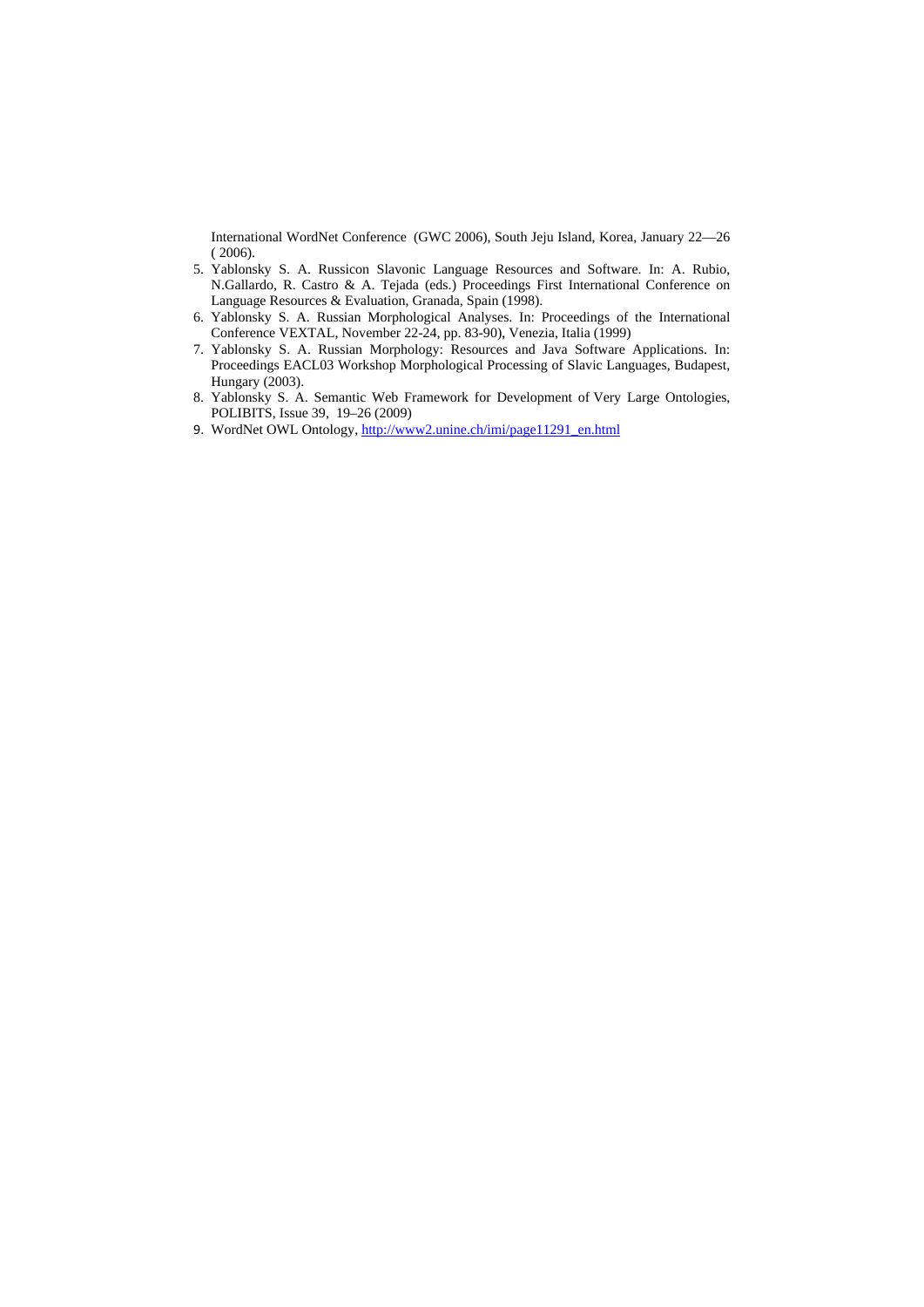International WordNet Conference (GWC 2006), South Jeju Island, Korea, January 22—26 ( 2006).

5. Yablonsky S. A. Russicon Slavonic Language Resources and Software. In: A. Rubio, N.Gallardo, R. Castro & A. Tejada (eds.) Proceedings First International Conference on Language Resources & Evaluation, Granada, Spain (1998).
6. Yablonsky S. A. Russian Morphological Analyses. In: Proceedings of the International Conference VEXTAL, November 22-24, pp. 83-90), Venezia, Italia (1999)
7. Yablonsky S. A. Russian Morphology: Resources and Java Software Applications. In: Proceedings EACL03 Workshop Morphological Processing of Slavic Languages, Budapest, Hungary (2003).
8. Yablonsky S. A. Semantic Web Framework for Development of Very Large Ontologies, POLIBITS, Issue 39, 19–26 (2009)
9. WordNet OWL Ontology, http://www2.unine.ch/imi/page11291_en.html